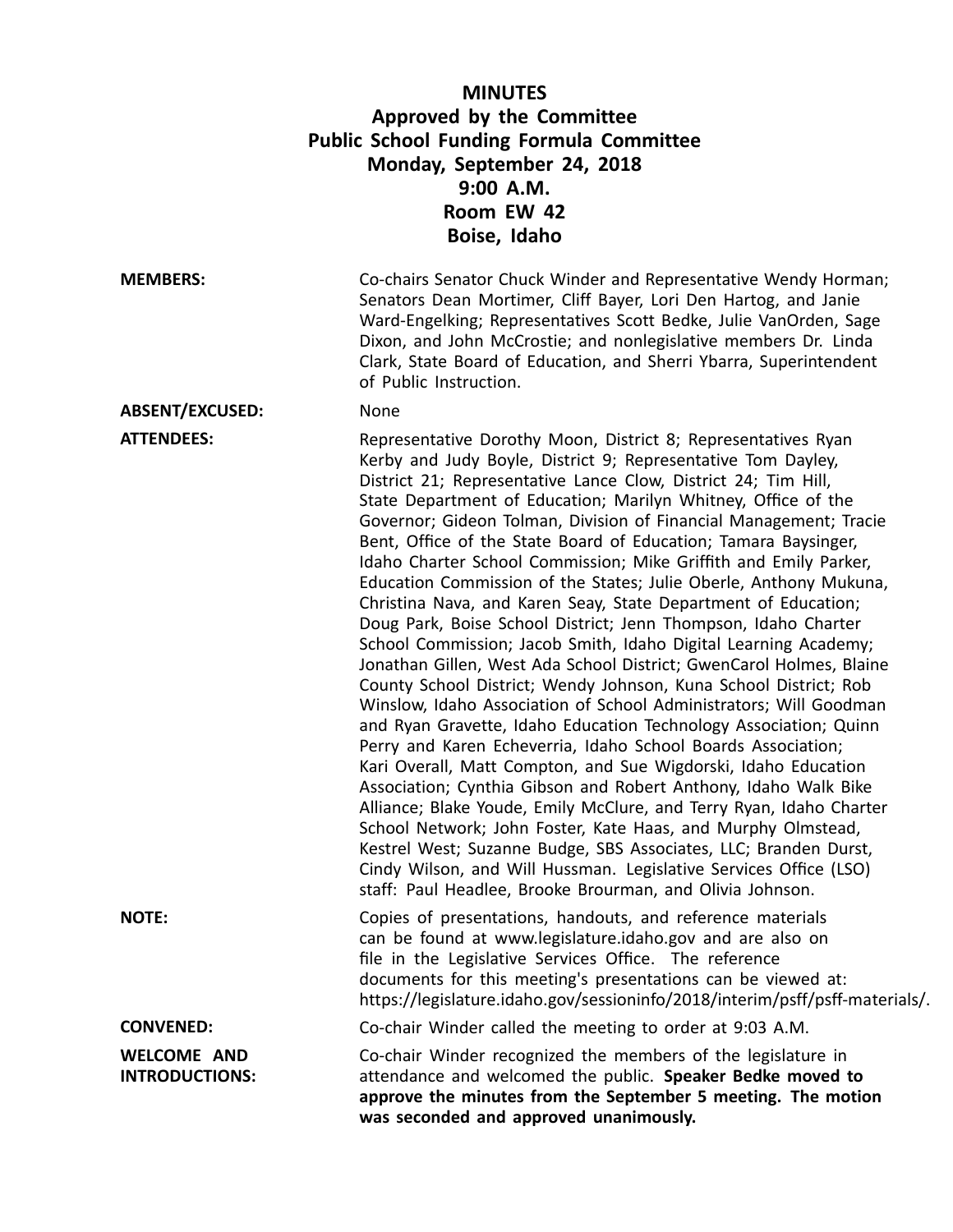# MINUTES
## Approved by the Committee
## Public School Funding Formula Committee
## Monday, September 24, 2018
## 9:00 A.M.
## Room EW 42
## Boise, Idaho

**MEMBERS:** Co-chairs Senator Chuck Winder and Representative Wendy Horman; Senators Dean Mortimer, Cliff Bayer, Lori Den Hartog, and Janie Ward-Engelking; Representatives Scott Bedke, Julie VanOrden, Sage Dixon, and John McCrostie; and nonlegislative members Dr. Linda Clark, State Board of Education, and Sherri Ybarra, Superintendent of Public Instruction.

**ABSENT/EXCUSED:** None

**ATTENDEES:** Representative Dorothy Moon, District 8; Representatives Ryan Kerby and Judy Boyle, District 9; Representative Tom Dayley, District 21; Representative Lance Clow, District 24; Tim Hill, State Department of Education; Marilyn Whitney, Office of the Governor; Gideon Tolman, Division of Financial Management; Tracie Bent, Office of the State Board of Education; Tamara Baysinger, Idaho Charter School Commission; Mike Griffith and Emily Parker, Education Commission of the States; Julie Oberle, Anthony Mukuna, Christina Nava, and Karen Seay, State Department of Education; Doug Park, Boise School District; Jenn Thompson, Idaho Charter School Commission; Jacob Smith, Idaho Digital Learning Academy; Jonathan Gillen, West Ada School District; GwenCarol Holmes, Blaine County School District; Wendy Johnson, Kuna School District; Rob Winslow, Idaho Association of School Administrators; Will Goodman and Ryan Gravette, Idaho Education Technology Association; Quinn Perry and Karen Echeverria, Idaho School Boards Association; Kari Overall, Matt Compton, and Sue Wigdorski, Idaho Education Association; Cynthia Gibson and Robert Anthony, Idaho Walk Bike Alliance; Blake Youde, Emily McClure, and Terry Ryan, Idaho Charter School Network; John Foster, Kate Haas, and Murphy Olmstead, Kestrel West; Suzanne Budge, SBS Associates, LLC; Branden Durst, Cindy Wilson, and Will Hussman. Legislative Services Office (LSO) staff: Paul Headlee, Brooke Brourman, and Olivia Johnson.

**NOTE:** Copies of presentations, handouts, and reference materials can be found at www.legislature.idaho.gov and are also on file in the Legislative Services Office. The reference documents for this meeting's presentations can be viewed at: https://legislature.idaho.gov/sessioninfo/2018/interim/psff/psff-materials/.

**CONVENED:** Co-chair Winder called the meeting to order at 9:03 A.M.

**WELCOME AND INTRODUCTIONS:** Co-chair Winder recognized the members of the legislature in attendance and welcomed the public. **Speaker Bedke moved to approve the minutes from the September 5 meeting. The motion was seconded and approved unanimously.**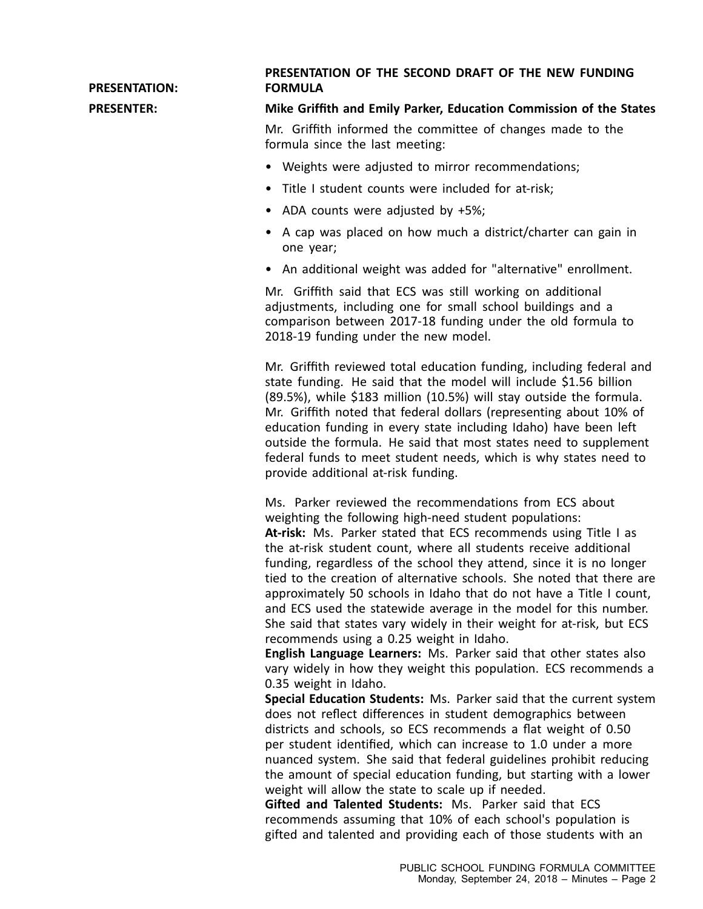**PRESENTATION:** **PRESENTATION OF THE SECOND DRAFT OF THE NEW FUNDING FORMULA**

**PRESENTER:** **Mike Griffith and Emily Parker, Education Commission of the States**

Mr. Griffith informed the committee of changes made to the formula since the last meeting:

- Weights were adjusted to mirror recommendations;
- Title I student counts were included for at-risk;
- ADA counts were adjusted by +5%;
- A cap was placed on how much a district/charter can gain in one year;
- An additional weight was added for "alternative" enrollment.

Mr. Griffith said that ECS was still working on additional adjustments, including one for small school buildings and a comparison between 2017-18 funding under the old formula to 2018-19 funding under the new model.

Mr. Griffith reviewed total education funding, including federal and state funding. He said that the model will include $1.56 billion (89.5%), while $183 million (10.5%) will stay outside the formula. Mr. Griffith noted that federal dollars (representing about 10% of education funding in every state including Idaho) have been left outside the formula. He said that most states need to supplement federal funds to meet student needs, which is why states need to provide additional at-risk funding.

Ms. Parker reviewed the recommendations from ECS about weighting the following high-need student populations:

**At-risk:** Ms. Parker stated that ECS recommends using Title I as the at-risk student count, where all students receive additional funding, regardless of the school they attend, since it is no longer tied to the creation of alternative schools. She noted that there are approximately 50 schools in Idaho that do not have a Title I count, and ECS used the statewide average in the model for this number. She said that states vary widely in their weight for at-risk, but ECS recommends using a 0.25 weight in Idaho.

**English Language Learners:** Ms. Parker said that other states also vary widely in how they weight this population. ECS recommends a 0.35 weight in Idaho.

**Special Education Students:** Ms. Parker said that the current system does not reflect differences in student demographics between districts and schools, so ECS recommends a flat weight of 0.50 per student identified, which can increase to 1.0 under a more nuanced system. She said that federal guidelines prohibit reducing the amount of special education funding, but starting with a lower weight will allow the state to scale up if needed.

**Gifted and Talented Students:** Ms. Parker said that ECS recommends assuming that 10% of each school's population is gifted and talented and providing each of those students with an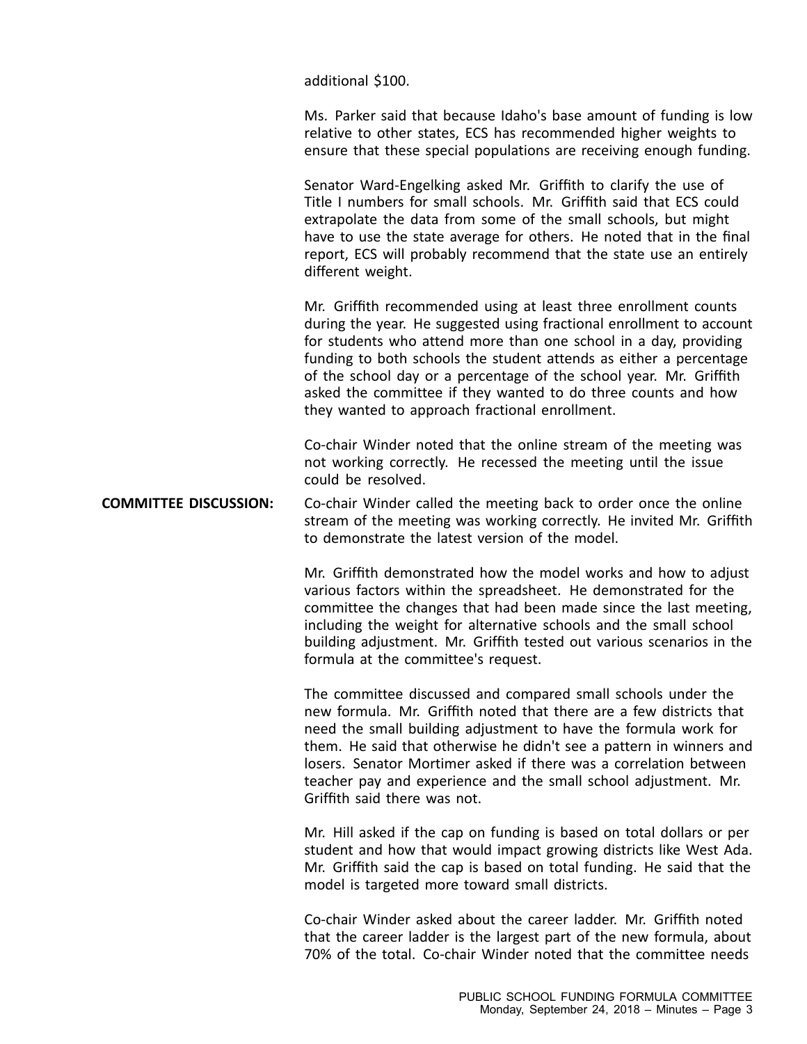additional $100.

Ms. Parker said that because Idaho's base amount of funding is low relative to other states, ECS has recommended higher weights to ensure that these special populations are receiving enough funding.

Senator Ward-Engelking asked Mr. Griffith to clarify the use of Title I numbers for small schools. Mr. Griffith said that ECS could extrapolate the data from some of the small schools, but might have to use the state average for others. He noted that in the final report, ECS will probably recommend that the state use an entirely different weight.

Mr. Griffith recommended using at least three enrollment counts during the year. He suggested using fractional enrollment to account for students who attend more than one school in a day, providing funding to both schools the student attends as either a percentage of the school day or a percentage of the school year. Mr. Griffith asked the committee if they wanted to do three counts and how they wanted to approach fractional enrollment.

Co-chair Winder noted that the online stream of the meeting was not working correctly. He recessed the meeting until the issue could be resolved.

**COMMITTEE DISCUSSION:** Co-chair Winder called the meeting back to order once the online stream of the meeting was working correctly. He invited Mr. Griffith to demonstrate the latest version of the model.

Mr. Griffith demonstrated how the model works and how to adjust various factors within the spreadsheet. He demonstrated for the committee the changes that had been made since the last meeting, including the weight for alternative schools and the small school building adjustment. Mr. Griffith tested out various scenarios in the formula at the committee's request.

The committee discussed and compared small schools under the new formula. Mr. Griffith noted that there are a few districts that need the small building adjustment to have the formula work for them. He said that otherwise he didn't see a pattern in winners and losers. Senator Mortimer asked if there was a correlation between teacher pay and experience and the small school adjustment. Mr. Griffith said there was not.

Mr. Hill asked if the cap on funding is based on total dollars or per student and how that would impact growing districts like West Ada. Mr. Griffith said the cap is based on total funding. He said that the model is targeted more toward small districts.

Co-chair Winder asked about the career ladder. Mr. Griffith noted that the career ladder is the largest part of the new formula, about 70% of the total. Co-chair Winder noted that the committee needs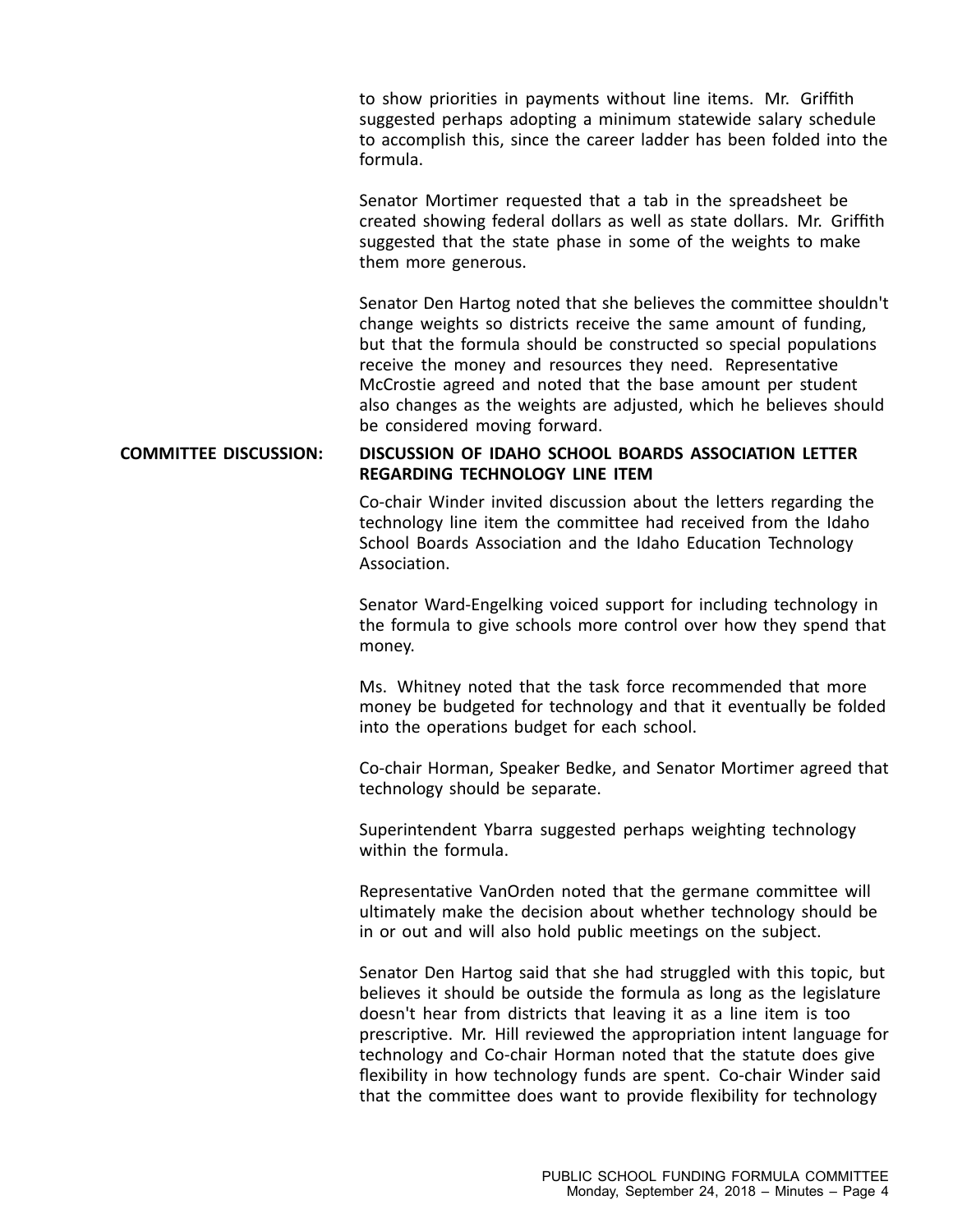to show priorities in payments without line items. Mr. Griffith suggested perhaps adopting a minimum statewide salary schedule to accomplish this, since the career ladder has been folded into the formula.

Senator Mortimer requested that a tab in the spreadsheet be created showing federal dollars as well as state dollars. Mr. Griffith suggested that the state phase in some of the weights to make them more generous.

Senator Den Hartog noted that she believes the committee shouldn't change weights so districts receive the same amount of funding, but that the formula should be constructed so special populations receive the money and resources they need. Representative McCrostie agreed and noted that the base amount per student also changes as the weights are adjusted, which he believes should be considered moving forward.

**COMMITTEE DISCUSSION: DISCUSSION OF IDAHO SCHOOL BOARDS ASSOCIATION LETTER REGARDING TECHNOLOGY LINE ITEM**

Co-chair Winder invited discussion about the letters regarding the technology line item the committee had received from the Idaho School Boards Association and the Idaho Education Technology Association.

Senator Ward-Engelking voiced support for including technology in the formula to give schools more control over how they spend that money.

Ms. Whitney noted that the task force recommended that more money be budgeted for technology and that it eventually be folded into the operations budget for each school.

Co-chair Horman, Speaker Bedke, and Senator Mortimer agreed that technology should be separate.

Superintendent Ybarra suggested perhaps weighting technology within the formula.

Representative VanOrden noted that the germane committee will ultimately make the decision about whether technology should be in or out and will also hold public meetings on the subject.

Senator Den Hartog said that she had struggled with this topic, but believes it should be outside the formula as long as the legislature doesn't hear from districts that leaving it as a line item is too prescriptive. Mr. Hill reviewed the appropriation intent language for technology and Co-chair Horman noted that the statute does give flexibility in how technology funds are spent. Co-chair Winder said that the committee does want to provide flexibility for technology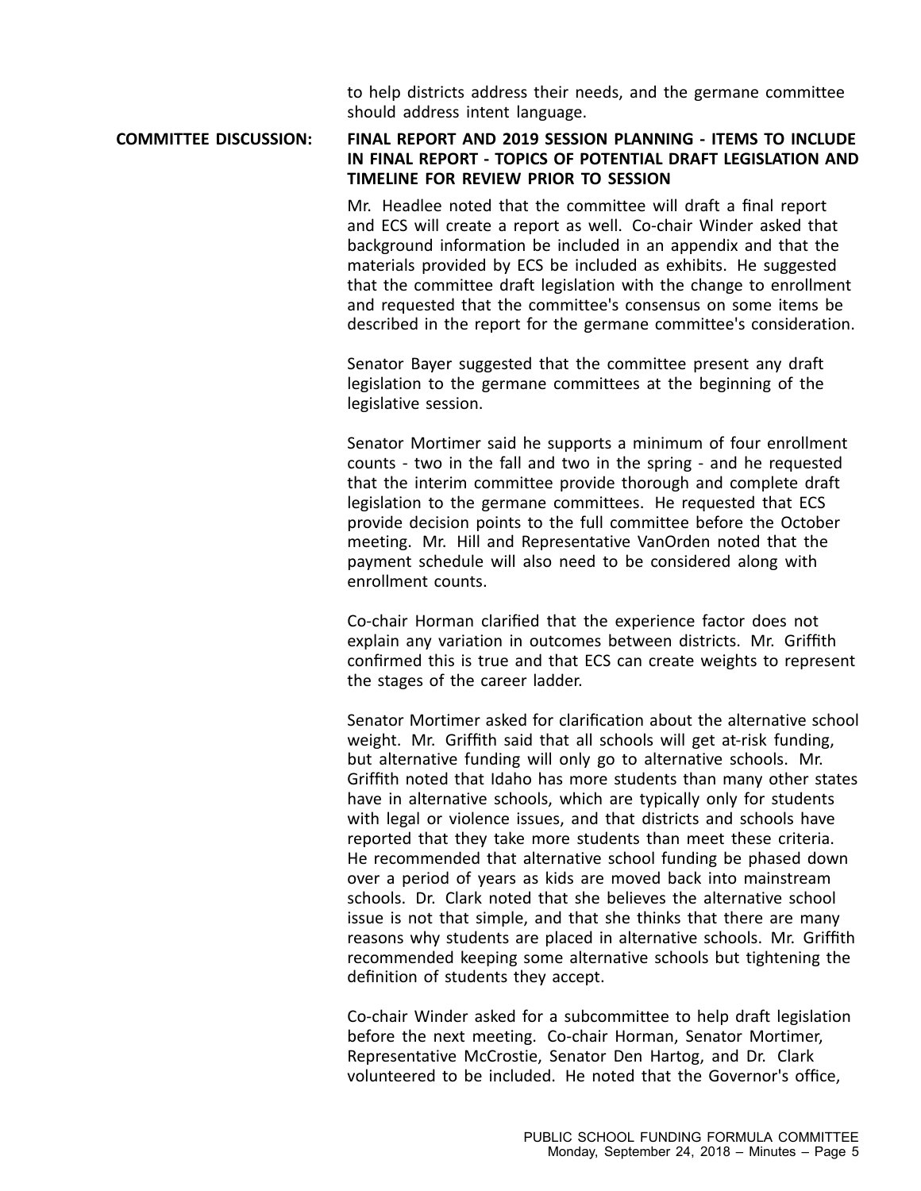to help districts address their needs, and the germane committee should address intent language.

**COMMITTEE DISCUSSION:** **FINAL REPORT AND 2019 SESSION PLANNING - ITEMS TO INCLUDE IN FINAL REPORT - TOPICS OF POTENTIAL DRAFT LEGISLATION AND TIMELINE FOR REVIEW PRIOR TO SESSION**

Mr. Headlee noted that the committee will draft a final report and ECS will create a report as well. Co-chair Winder asked that background information be included in an appendix and that the materials provided by ECS be included as exhibits. He suggested that the committee draft legislation with the change to enrollment and requested that the committee's consensus on some items be described in the report for the germane committee's consideration.

Senator Bayer suggested that the committee present any draft legislation to the germane committees at the beginning of the legislative session.

Senator Mortimer said he supports a minimum of four enrollment counts - two in the fall and two in the spring - and he requested that the interim committee provide thorough and complete draft legislation to the germane committees. He requested that ECS provide decision points to the full committee before the October meeting. Mr. Hill and Representative VanOrden noted that the payment schedule will also need to be considered along with enrollment counts.

Co-chair Horman clarified that the experience factor does not explain any variation in outcomes between districts. Mr. Griffith confirmed this is true and that ECS can create weights to represent the stages of the career ladder.

Senator Mortimer asked for clarification about the alternative school weight. Mr. Griffith said that all schools will get at-risk funding, but alternative funding will only go to alternative schools. Mr. Griffith noted that Idaho has more students than many other states have in alternative schools, which are typically only for students with legal or violence issues, and that districts and schools have reported that they take more students than meet these criteria. He recommended that alternative school funding be phased down over a period of years as kids are moved back into mainstream schools. Dr. Clark noted that she believes the alternative school issue is not that simple, and that she thinks that there are many reasons why students are placed in alternative schools. Mr. Griffith recommended keeping some alternative schools but tightening the definition of students they accept.

Co-chair Winder asked for a subcommittee to help draft legislation before the next meeting. Co-chair Horman, Senator Mortimer, Representative McCrostie, Senator Den Hartog, and Dr. Clark volunteered to be included. He noted that the Governor's office,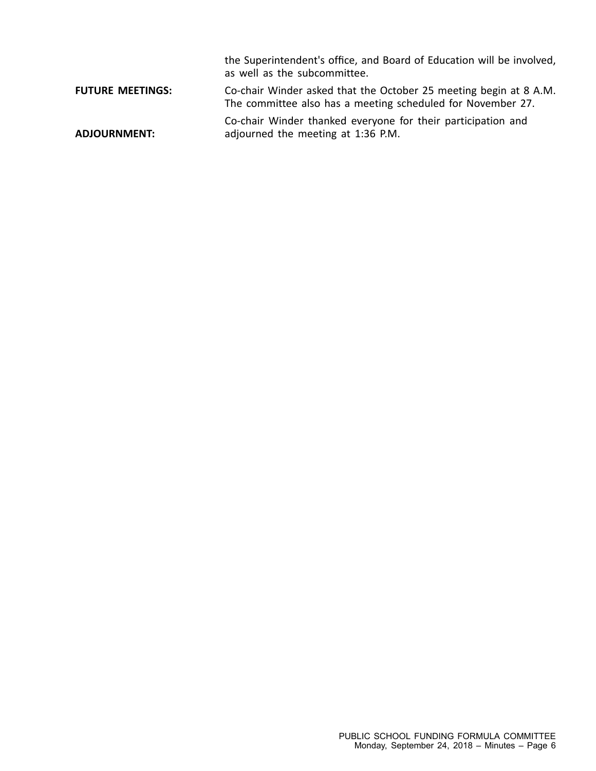the Superintendent's office, and Board of Education will be involved, as well as the subcommittee.

**FUTURE MEETINGS:** Co-chair Winder asked that the October 25 meeting begin at 8 A.M. The committee also has a meeting scheduled for November 27.

**ADJOURNMENT:** Co-chair Winder thanked everyone for their participation and adjourned the meeting at 1:36 P.M.